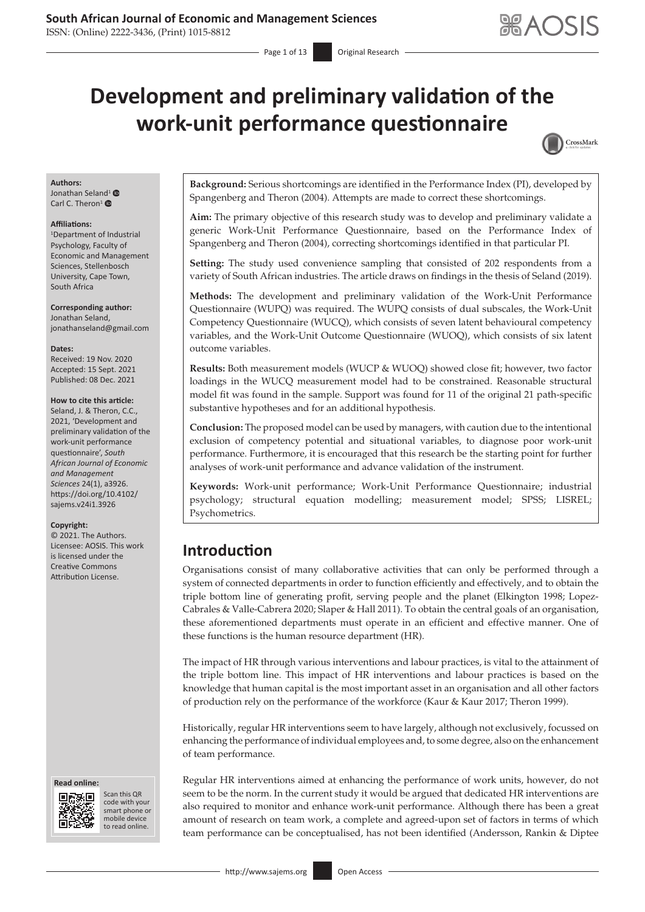# Development and preliminary validation of the work-unit performance questionnaire

**Authors:**
Jonathan Seland[1]
Carl C. Theron[1]

**Affiliations:**
[1]Department of Industrial Psychology, Faculty of Economic and Management Sciences, Stellenbosch University, Cape Town, South Africa

**Corresponding author:**
Jonathan Seland,
jonathanseland@gmail.com

**Dates:**
Received: 19 Nov. 2020
Accepted: 15 Sept. 2021
Published: 08 Dec. 2021

**How to cite this article:**
Seland, J. & Theron, C.C., 2021, 'Development and preliminary validation of the work-unit performance questionnaire', *South African Journal of Economic and Management Sciences* 24(1), a3926. https://doi.org/10.4102/sajems.v24i1.3926

**Copyright:**
© 2021. The Authors. Licensee: AOSIS. This work is licensed under the Creative Commons Attribution License.

**Background:** Serious shortcomings are identified in the Performance Index (PI), developed by Spangenberg and Theron (2004). Attempts are made to correct these shortcomings.

**Aim:** The primary objective of this research study was to develop and preliminary validate a generic Work-Unit Performance Questionnaire, based on the Performance Index of Spangenberg and Theron (2004), correcting shortcomings identified in that particular PI.

**Setting:** The study used convenience sampling that consisted of 202 respondents from a variety of South African industries. The article draws on findings in the thesis of Seland (2019).

**Methods:** The development and preliminary validation of the Work-Unit Performance Questionnaire (WUPQ) was required. The WUPQ consists of dual subscales, the Work-Unit Competency Questionnaire (WUCQ), which consists of seven latent behavioural competency variables, and the Work-Unit Outcome Questionnaire (WUOQ), which consists of six latent outcome variables.

**Results:** Both measurement models (WUCP & WUOQ) showed close fit; however, two factor loadings in the WUCQ measurement model had to be constrained. Reasonable structural model fit was found in the sample. Support was found for 11 of the original 21 path-specific substantive hypotheses and for an additional hypothesis.

**Conclusion:** The proposed model can be used by managers, with caution due to the intentional exclusion of competency potential and situational variables, to diagnose poor work-unit performance. Furthermore, it is encouraged that this research be the starting point for further analyses of work-unit performance and advance validation of the instrument.

**Keywords:** Work-unit performance; Work-Unit Performance Questionnaire; industrial psychology; structural equation modelling; measurement model; SPSS; LISREL; Psychometrics.

## Introduction

Organisations consist of many collaborative activities that can only be performed through a system of connected departments in order to function efficiently and effectively, and to obtain the triple bottom line of generating profit, serving people and the planet (Elkington 1998; Lopez-Cabrales & Valle-Cabrera 2020; Slaper & Hall 2011). To obtain the central goals of an organisation, these aforementioned departments must operate in an efficient and effective manner. One of these functions is the human resource department (HR).

The impact of HR through various interventions and labour practices, is vital to the attainment of the triple bottom line. This impact of HR interventions and labour practices is based on the knowledge that human capital is the most important asset in an organisation and all other factors of production rely on the performance of the workforce (Kaur & Kaur 2017; Theron 1999).

Historically, regular HR interventions seem to have largely, although not exclusively, focussed on enhancing the performance of individual employees and, to some degree, also on the enhancement of team performance.

Regular HR interventions aimed at enhancing the performance of work units, however, do not seem to be the norm. In the current study it would be argued that dedicated HR interventions are also required to monitor and enhance work-unit performance. Although there has been a great amount of research on team work, a complete and agreed-upon set of factors in terms of which team performance can be conceptualised, has not been identified (Andersson, Rankin & Diptee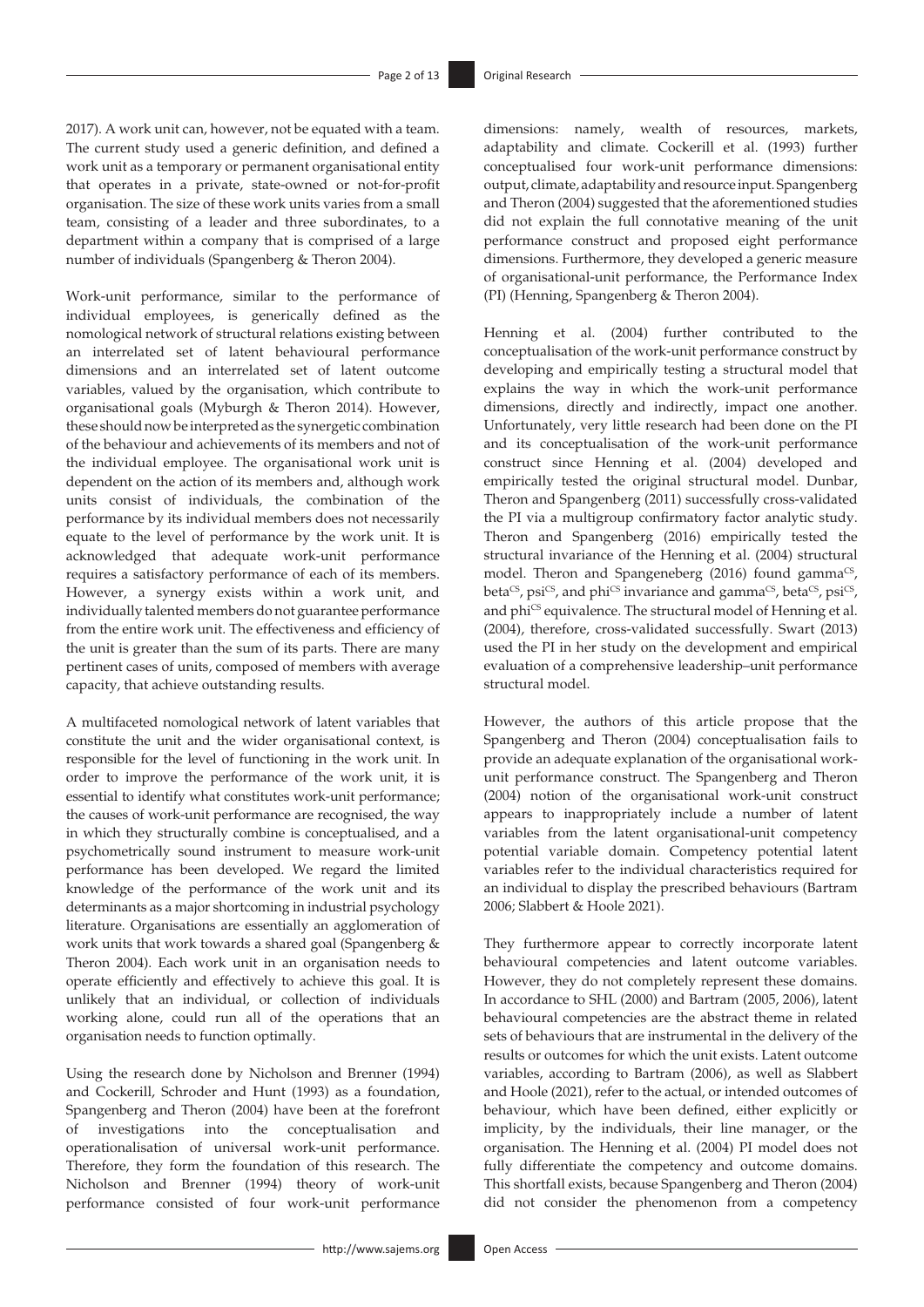2017). A work unit can, however, not be equated with a team. The current study used a generic definition, and defined a work unit as a temporary or permanent organisational entity that operates in a private, state-owned or not-for-profit organisation. The size of these work units varies from a small team, consisting of a leader and three subordinates, to a department within a company that is comprised of a large number of individuals (Spangenberg & Theron 2004).

Work-unit performance, similar to the performance of individual employees, is generically defined as the nomological network of structural relations existing between an interrelated set of latent behavioural performance dimensions and an interrelated set of latent outcome variables, valued by the organisation, which contribute to organisational goals (Myburgh & Theron 2014). However, these should now be interpreted as the synergetic combination of the behaviour and achievements of its members and not of the individual employee. The organisational work unit is dependent on the action of its members and, although work units consist of individuals, the combination of the performance by its individual members does not necessarily equate to the level of performance by the work unit. It is acknowledged that adequate work-unit performance requires a satisfactory performance of each of its members. However, a synergy exists within a work unit, and individually talented members do not guarantee performance from the entire work unit. The effectiveness and efficiency of the unit is greater than the sum of its parts. There are many pertinent cases of units, composed of members with average capacity, that achieve outstanding results.

A multifaceted nomological network of latent variables that constitute the unit and the wider organisational context, is responsible for the level of functioning in the work unit. In order to improve the performance of the work unit, it is essential to identify what constitutes work-unit performance; the causes of work-unit performance are recognised, the way in which they structurally combine is conceptualised, and a psychometrically sound instrument to measure work-unit performance has been developed. We regard the limited knowledge of the performance of the work unit and its determinants as a major shortcoming in industrial psychology literature. Organisations are essentially an agglomeration of work units that work towards a shared goal (Spangenberg & Theron 2004). Each work unit in an organisation needs to operate efficiently and effectively to achieve this goal. It is unlikely that an individual, or collection of individuals working alone, could run all of the operations that an organisation needs to function optimally.

Using the research done by Nicholson and Brenner (1994) and Cockerill, Schroder and Hunt (1993) as a foundation, Spangenberg and Theron (2004) have been at the forefront of investigations into the conceptualisation and operationalisation of universal work-unit performance. Therefore, they form the foundation of this research. The Nicholson and Brenner (1994) theory of work-unit performance consisted of four work-unit performance dimensions: namely, wealth of resources, markets, adaptability and climate. Cockerill et al. (1993) further conceptualised four work-unit performance dimensions: output, climate, adaptability and resource input. Spangenberg and Theron (2004) suggested that the aforementioned studies did not explain the full connotative meaning of the unit performance construct and proposed eight performance dimensions. Furthermore, they developed a generic measure of organisational-unit performance, the Performance Index (PI) (Henning, Spangenberg & Theron 2004).

Henning et al. (2004) further contributed to the conceptualisation of the work-unit performance construct by developing and empirically testing a structural model that explains the way in which the work-unit performance dimensions, directly and indirectly, impact one another. Unfortunately, very little research had been done on the PI and its conceptualisation of the work-unit performance construct since Henning et al. (2004) developed and empirically tested the original structural model. Dunbar, Theron and Spangenberg (2011) successfully cross-validated the PI via a multigroup confirmatory factor analytic study. Theron and Spangenberg (2016) empirically tested the structural invariance of the Henning et al. (2004) structural model. Theron and Spangeneberg (2016) found gamma$^{CS}$, beta$^{CS}$, psi$^{CS}$, and phi$^{CS}$ invariance and gamma$^{CS}$, beta$^{CS}$, psi$^{CS}$, and phi$^{CS}$ equivalence. The structural model of Henning et al. (2004), therefore, cross-validated successfully. Swart (2013) used the PI in her study on the development and empirical evaluation of a comprehensive leadership–unit performance structural model.

However, the authors of this article propose that the Spangenberg and Theron (2004) conceptualisation fails to provide an adequate explanation of the organisational work-unit performance construct. The Spangenberg and Theron (2004) notion of the organisational work-unit construct appears to inappropriately include a number of latent variables from the latent organisational-unit competency potential variable domain. Competency potential latent variables refer to the individual characteristics required for an individual to display the prescribed behaviours (Bartram 2006; Slabbert & Hoole 2021).

They furthermore appear to correctly incorporate latent behavioural competencies and latent outcome variables. However, they do not completely represent these domains. In accordance to SHL (2000) and Bartram (2005, 2006), latent behavioural competencies are the abstract theme in related sets of behaviours that are instrumental in the delivery of the results or outcomes for which the unit exists. Latent outcome variables, according to Bartram (2006), as well as Slabbert and Hoole (2021), refer to the actual, or intended outcomes of behaviour, which have been defined, either explicitly or implicity, by the individuals, their line manager, or the organisation. The Henning et al. (2004) PI model does not fully differentiate the competency and outcome domains. This shortfall exists, because Spangenberg and Theron (2004) did not consider the phenomenon from a competency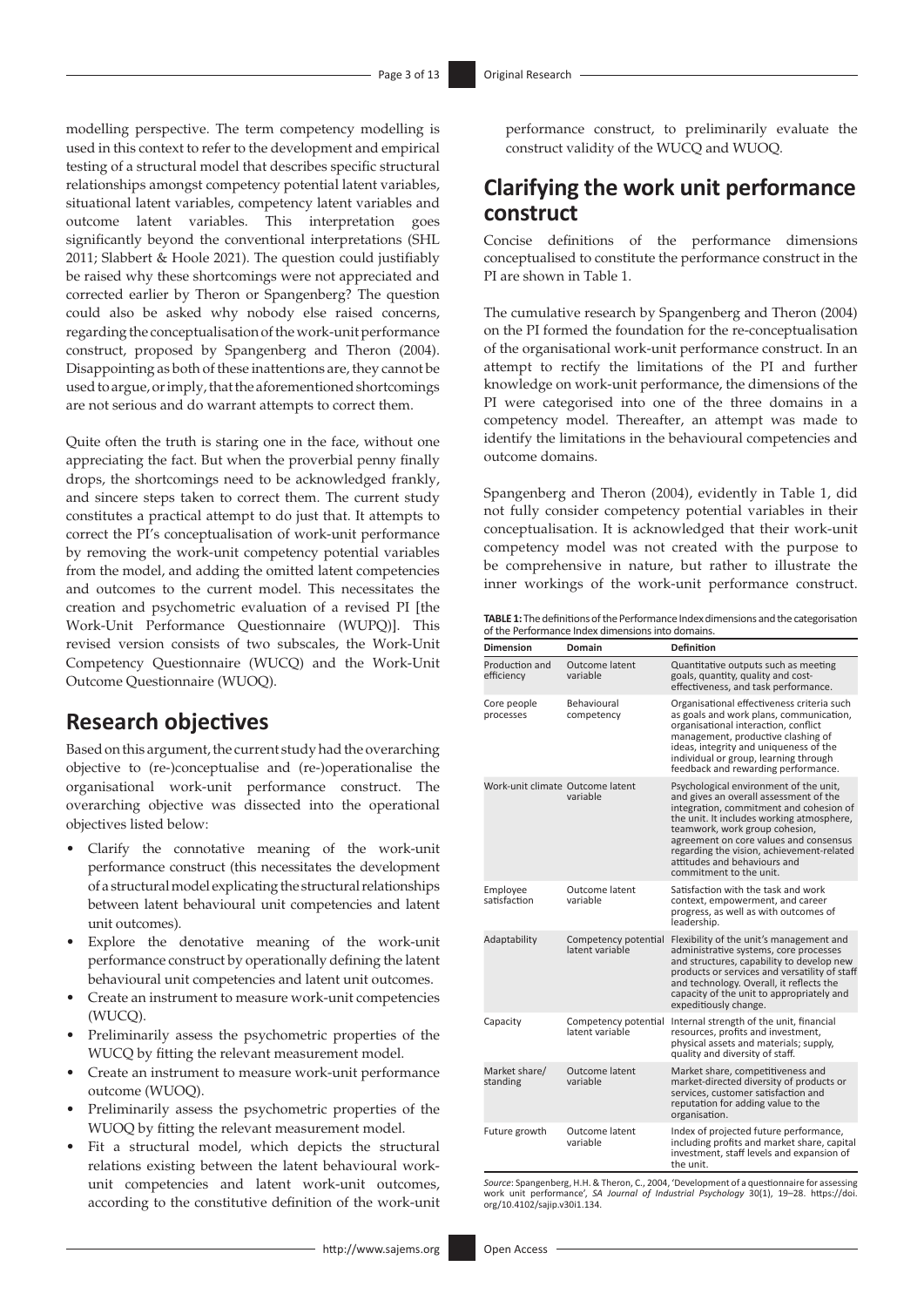modelling perspective. The term competency modelling is used in this context to refer to the development and empirical testing of a structural model that describes specific structural relationships amongst competency potential latent variables, situational latent variables, competency latent variables and outcome latent variables. This interpretation goes significantly beyond the conventional interpretations (SHL 2011; Slabbert & Hoole 2021). The question could justifiably be raised why these shortcomings were not appreciated and corrected earlier by Theron or Spangenberg? The question could also be asked why nobody else raised concerns, regarding the conceptualisation of the work-unit performance construct, proposed by Spangenberg and Theron (2004). Disappointing as both of these inattentions are, they cannot be used to argue, or imply, that the aforementioned shortcomings are not serious and do warrant attempts to correct them.

Quite often the truth is staring one in the face, without one appreciating the fact. But when the proverbial penny finally drops, the shortcomings need to be acknowledged frankly, and sincere steps taken to correct them. The current study constitutes a practical attempt to do just that. It attempts to correct the PI's conceptualisation of work-unit performance by removing the work-unit competency potential variables from the model, and adding the omitted latent competencies and outcomes to the current model. This necessitates the creation and psychometric evaluation of a revised PI [the Work-Unit Performance Questionnaire (WUPQ)]. This revised version consists of two subscales, the Work-Unit Competency Questionnaire (WUCQ) and the Work-Unit Outcome Questionnaire (WUOQ).

## Research objectives

Based on this argument, the current study had the overarching objective to (re-)conceptualise and (re-)operationalise the organisational work-unit performance construct. The overarching objective was dissected into the operational objectives listed below:

- Clarify the connotative meaning of the work-unit performance construct (this necessitates the development of a structural model explicating the structural relationships between latent behavioural unit competencies and latent unit outcomes).
- Explore the denotative meaning of the work-unit performance construct by operationally defining the latent behavioural unit competencies and latent unit outcomes.
- Create an instrument to measure work-unit competencies (WUCQ).
- Preliminarily assess the psychometric properties of the WUCQ by fitting the relevant measurement model.
- Create an instrument to measure work-unit performance outcome (WUOQ).
- Preliminarily assess the psychometric properties of the WUOQ by fitting the relevant measurement model.
- Fit a structural model, which depicts the structural relations existing between the latent behavioural work-unit competencies and latent work-unit outcomes, according to the constitutive definition of the work-unit performance construct, to preliminarily evaluate the construct validity of the WUCQ and WUOQ.

## Clarifying the work unit performance construct

Concise definitions of the performance dimensions conceptualised to constitute the performance construct in the PI are shown in Table 1.

The cumulative research by Spangenberg and Theron (2004) on the PI formed the foundation for the re-conceptualisation of the organisational work-unit performance construct. In an attempt to rectify the limitations of the PI and further knowledge on work-unit performance, the dimensions of the PI were categorised into one of the three domains in a competency model. Thereafter, an attempt was made to identify the limitations in the behavioural competencies and outcome domains.

Spangenberg and Theron (2004), evidently in Table 1, did not fully consider competency potential variables in their conceptualisation. It is acknowledged that their work-unit competency model was not created with the purpose to be comprehensive in nature, but rather to illustrate the inner workings of the work-unit performance construct.

**TABLE 1:** The definitions of the Performance Index dimensions and the categorisation of the Performance Index dimensions into domains.

| Dimension | Domain | Definition |
|---|---|---|
| Production and efficiency | Outcome latent variable | Quantitative outputs such as meeting goals, quantity, quality and cost-effectiveness, and task performance. |
| Core people processes | Behavioural competency | Organisational effectiveness criteria such as goals and work plans, communication, organisational interaction, conflict management, productive clashing of ideas, integrity and uniqueness of the individual or group, learning through feedback and rewarding performance. |
| Work-unit climate | Outcome latent variable | Psychological environment of the unit, and gives an overall assessment of the integration, commitment and cohesion of the unit. It includes working atmosphere, teamwork, work group cohesion, agreement on core values and consensus regarding the vision, achievement-related attitudes and behaviours and commitment to the unit. |
| Employee satisfaction | Outcome latent variable | Satisfaction with the task and work context, empowerment, and career progress, as well as with outcomes of leadership. |
| Adaptability | Competency potential latent variable | Flexibility of the unit's management and administrative systems, core processes and structures, capability to develop new products or services and versatility of staff and technology. Overall, it reflects the capacity of the unit to appropriately and expeditiously change. |
| Capacity | Competency potential latent variable | Internal strength of the unit, financial resources, profits and investment, physical assets and materials; supply, quality and diversity of staff. |
| Market share/ standing | Outcome latent variable | Market share, competitiveness and market-directed diversity of products or services, customer satisfaction and reputation for adding value to the organisation. |
| Future growth | Outcome latent variable | Index of projected future performance, including profits and market share, capital investment, staff levels and expansion of the unit. |

*Source*: Spangenberg, H.H. & Theron, C., 2004, 'Development of a questionnaire for assessing work unit performance', *SA Journal of Industrial Psychology* 30(1), 19–28. https://doi.org/10.4102/sajip.v30i1.134.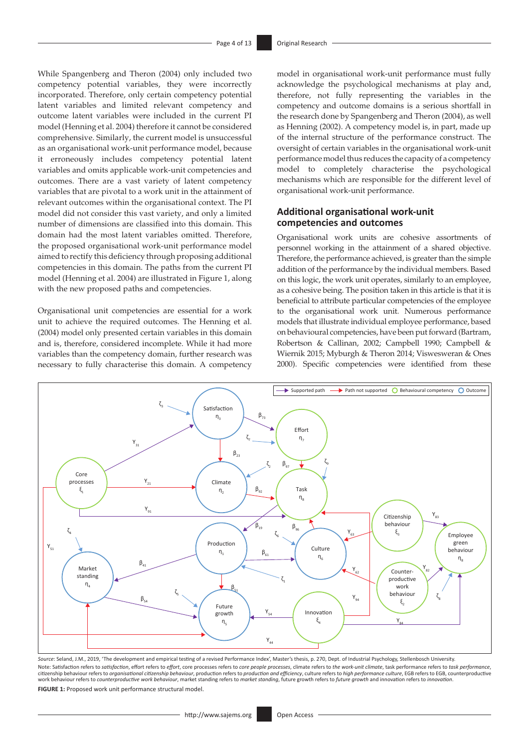While Spangenberg and Theron (2004) only included two competency potential variables, they were incorrectly incorporated. Therefore, only certain competency potential latent variables and limited relevant competency and outcome latent variables were included in the current PI model (Henning et al. 2004) therefore it cannot be considered comprehensive. Similarly, the current model is unsuccessful as an organisational work-unit performance model, because it erroneously includes competency potential latent variables and omits applicable work-unit competencies and outcomes. There are a vast variety of latent competency variables that are pivotal to a work unit in the attainment of relevant outcomes within the organisational context. The PI model did not consider this vast variety, and only a limited number of dimensions are classified into this domain. This domain had the most latent variables omitted. Therefore, the proposed organisational work-unit performance model aimed to rectify this deficiency through proposing additional competencies in this domain. The paths from the current PI model (Henning et al. 2004) are illustrated in Figure 1, along with the new proposed paths and competencies.

Organisational unit competencies are essential for a work unit to achieve the required outcomes. The Henning et al. (2004) model only presented certain variables in this domain and is, therefore, considered incomplete. While it had more variables than the competency domain, further research was necessary to fully characterise this domain. A competency model in organisational work-unit performance must fully acknowledge the psychological mechanisms at play and, therefore, not fully representing the variables in the competency and outcome domains is a serious shortfall in the research done by Spangenberg and Theron (2004), as well as Henning (2002). A competency model is, in part, made up of the internal structure of the performance construct. The oversight of certain variables in the organisational work-unit performance model thus reduces the capacity of a competency model to completely characterise the psychological mechanisms which are responsible for the different level of organisational work-unit performance.

## Additional organisational work-unit competencies and outcomes

Organisational work units are cohesive assortments of personnel working in the attainment of a shared objective. Therefore, the performance achieved, is greater than the simple addition of the performance by the individual members. Based on this logic, the work unit operates, similarly to an employee, as a cohesive being. The position taken in this article is that it is beneficial to attribute particular competencies of the employee to the organisational work unit. Numerous performance models that illustrate individual employee performance, based on behavioural competencies, have been put forward (Bartram, Robertson & Callinan, 2002; Campbell 1990; Campbell & Wiernik 2015; Myburgh & Theron 2014; Viswesweran & Ones 2000). Specific competencies were identified from these

*Source*: Seland, J.M., 2019, 'The development and empirical testing of a revised Performance Index', Master's thesis, p. 270, Dept. of Industrial Psychology, Stellenbosch University.

Note: Satisfaction refers to *satisfaction*, effort refers to *effort*, core processes refers to *core people processes*, climate refers to *the work-unit climate*, task performance refers to *task performance*, citizenship behaviour refers to *organisational citizenship behaviour*, production refers to *production and efficiency*, culture refers to *high performance culture*, EGB refers to EGB, counterproductive work behaviour refers to *counterproductive work behaviour*, market standing refers to *market standing*, future growth refers to *future growth* and innovation refers to *innovation*.

**FIGURE 1:** Proposed work unit performance structural model.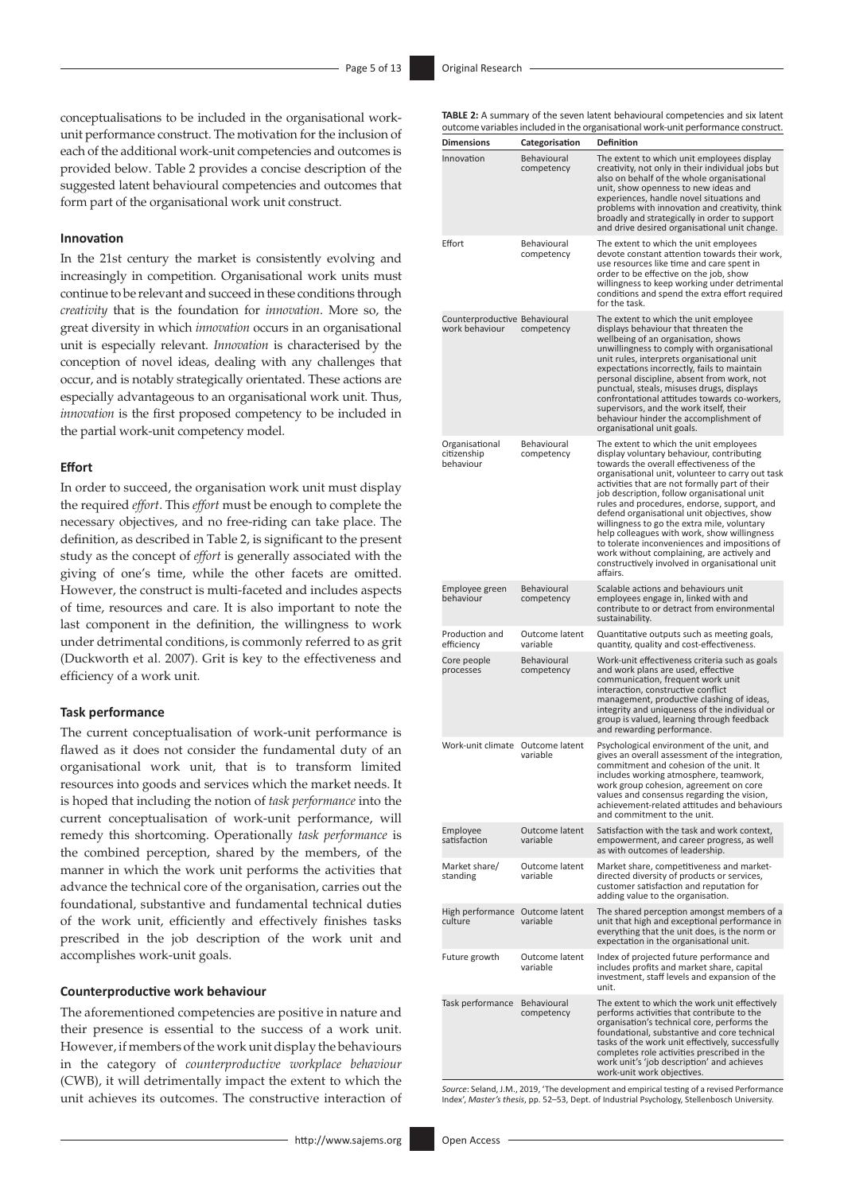conceptualisations to be included in the organisational work-unit performance construct. The motivation for the inclusion of each of the additional work-unit competencies and outcomes is provided below. Table 2 provides a concise description of the suggested latent behavioural competencies and outcomes that form part of the organisational work unit construct.

### Innovation

In the 21st century the market is consistently evolving and increasingly in competition. Organisational work units must continue to be relevant and succeed in these conditions through *creativity* that is the foundation for *innovation*. More so, the great diversity in which *innovation* occurs in an organisational unit is especially relevant. *Innovation* is characterised by the conception of novel ideas, dealing with any challenges that occur, and is notably strategically orientated. These actions are especially advantageous to an organisational work unit. Thus, *innovation* is the first proposed competency to be included in the partial work-unit competency model.

### Effort

In order to succeed, the organisation work unit must display the required *effort*. This *effort* must be enough to complete the necessary objectives, and no free-riding can take place. The definition, as described in Table 2, is significant to the present study as the concept of *effort* is generally associated with the giving of one's time, while the other facets are omitted. However, the construct is multi-faceted and includes aspects of time, resources and care. It is also important to note the last component in the definition, the willingness to work under detrimental conditions, is commonly referred to as grit (Duckworth et al. 2007). Grit is key to the effectiveness and efficiency of a work unit.

### Task performance

The current conceptualisation of work-unit performance is flawed as it does not consider the fundamental duty of an organisational work unit, that is to transform limited resources into goods and services which the market needs. It is hoped that including the notion of *task performance* into the current conceptualisation of work-unit performance, will remedy this shortcoming. Operationally *task performance* is the combined perception, shared by the members, of the manner in which the work unit performs the activities that advance the technical core of the organisation, carries out the foundational, substantive and fundamental technical duties of the work unit, efficiently and effectively finishes tasks prescribed in the job description of the work unit and accomplishes work-unit goals.

### Counterproductive work behaviour

The aforementioned competencies are positive in nature and their presence is essential to the success of a work unit. However, if members of the work unit display the behaviours in the category of *counterproductive workplace behaviour* (CWB), it will detrimentally impact the extent to which the unit achieves its outcomes. The constructive interaction of

**TABLE 2:** A summary of the seven latent behavioural competencies and six latent outcome variables included in the organisational work-unit performance construct.

| Dimensions | Categorisation | Definition |
| --- | --- | --- |
| Innovation | Behavioural competency | The extent to which unit employees display creativity, not only in their individual jobs but also on behalf of the whole organisational unit, show openness to new ideas and experiences, handle novel situations and problems with innovation and creativity, think broadly and strategically in order to support and drive desired organisational unit change. |
| Effort | Behavioural competency | The extent to which the unit employees devote constant attention towards their work, use resources like time and care spent in order to be effective on the job, show willingness to keep working under detrimental conditions and spend the extra effort required for the task. |
| Counterproductive work behaviour | Behavioural competency | The extent to which the unit employee displays behaviour that threaten the wellbeing of an organisation, shows unwillingness to comply with organisational unit rules, interprets organisational unit expectations incorrectly, fails to maintain personal discipline, absent from work, not punctual, steals, misuses drugs, displays confrontational attitudes towards co-workers, supervisors, and the work itself, their behaviour hinder the accomplishment of organisational unit goals. |
| Organisational citizenship behaviour | Behavioural competency | The extent to which the unit employees display voluntary behaviour, contributing towards the overall effectiveness of the organisational unit, volunteer to carry out task activities that are not formally part of their job description, follow organisational unit rules and procedures, endorse, support, and defend organisational unit objectives, show willingness to go the extra mile, voluntary help colleagues with work, show willingness to tolerate inconveniences and impositions of work without complaining, are actively and constructively involved in organisational unit affairs. |
| Employee green behaviour | Behavioural competency | Scalable actions and behaviours unit employees engage in, linked with and contribute to or detract from environmental sustainability. |
| Production and efficiency | Outcome latent variable | Quantitative outputs such as meeting goals, quantity, quality and cost-effectiveness. |
| Core people processes | Behavioural competency | Work-unit effectiveness criteria such as goals and work plans are used, effective communication, frequent work unit interaction, constructive conflict management, productive clashing of ideas, integrity and uniqueness of the individual or group is valued, learning through feedback and rewarding performance. |
| Work-unit climate | Outcome latent variable | Psychological environment of the unit, and gives an overall assessment of the integration, commitment and cohesion of the unit. It includes working atmosphere, teamwork, work group cohesion, agreement on core values and consensus regarding the vision, achievement-related attitudes and behaviours and commitment to the unit. |
| Employee satisfaction | Outcome latent variable | Satisfaction with the task and work context, empowerment, and career progress, as well as with outcomes of leadership. |
| Market share/standing | Outcome latent variable | Market share, competitiveness and market-directed diversity of products or services, customer satisfaction and reputation for adding value to the organisation. |
| High performance culture | Outcome latent variable | The shared perception amongst members of a unit that high and exceptional performance in everything that the unit does, is the norm or expectation in the organisational unit. |
| Future growth | Outcome latent variable | Index of projected future performance and includes profits and market share, capital investment, staff levels and expansion of the unit. |
| Task performance | Behavioural competency | The extent to which the work unit effectively performs activities that contribute to the organisation's technical core, performs the foundational, substantive and core technical tasks of the work unit effectively, successfully completes role activities prescribed in the work unit's 'job description' and achieves work-unit work objectives. |

*Source*: Seland, J.M., 2019, 'The development and empirical testing of a revised Performance Index', *Master's thesis*, pp. 52–53, Dept. of Industrial Psychology, Stellenbosch University.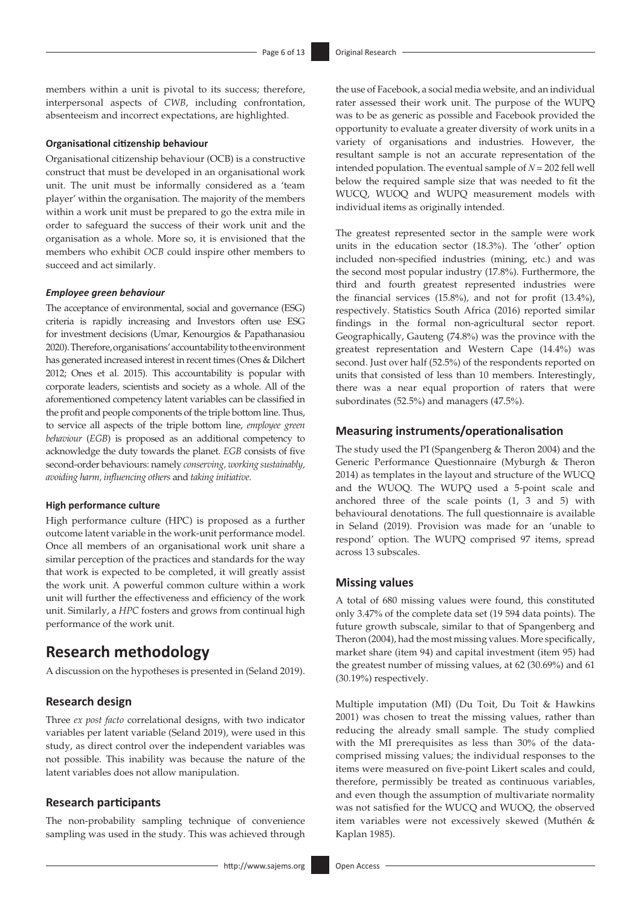members within a unit is pivotal to its success; therefore, interpersonal aspects of *CWB*, including confrontation, absenteeism and incorrect expectations, are highlighted.

#### Organisational citizenship behaviour

Organisational citizenship behaviour (OCB) is a constructive construct that must be developed in an organisational work unit. The unit must be informally considered as a 'team player' within the organisation. The majority of the members within a work unit must be prepared to go the extra mile in order to safeguard the success of their work unit and the organisation as a whole. More so, it is envisioned that the members who exhibit *OCB* could inspire other members to succeed and act similarly.

#### *Employee green behaviour*

The acceptance of environmental, social and governance (ESG) criteria is rapidly increasing and Investors often use ESG for investment decisions (Umar, Kenourgios & Papathanasiou 2020). Therefore, organisations' accountability to the environment has generated increased interest in recent times (Ones & Dilchert 2012; Ones et al. 2015). This accountability is popular with corporate leaders, scientists and society as a whole. All of the aforementioned competency latent variables can be classified in the profit and people components of the triple bottom line. Thus, to service all aspects of the triple bottom line, *employee green behaviour* (*EGB*) is proposed as an additional competency to acknowledge the duty towards the planet. *EGB* consists of five second-order behaviours: namely *conserving, working sustainably, avoiding harm, influencing others* and *taking initiative*.

#### High performance culture

High performance culture (HPC) is proposed as a further outcome latent variable in the work-unit performance model. Once all members of an organisational work unit share a similar perception of the practices and standards for the way that work is expected to be completed, it will greatly assist the work unit. A powerful common culture within a work unit will further the effectiveness and efficiency of the work unit. Similarly, a *HPC* fosters and grows from continual high performance of the work unit.

# Research methodology

A discussion on the hypotheses is presented in (Seland 2019).

## Research design

Three *ex post facto* correlational designs, with two indicator variables per latent variable (Seland 2019), were used in this study, as direct control over the independent variables was not possible. This inability was because the nature of the latent variables does not allow manipulation.

## Research participants

The non-probability sampling technique of convenience sampling was used in the study. This was achieved through the use of Facebook, a social media website, and an individual rater assessed their work unit. The purpose of the WUPQ was to be as generic as possible and Facebook provided the opportunity to evaluate a greater diversity of work units in a variety of organisations and industries. However, the resultant sample is not an accurate representation of the intended population. The eventual sample of $N = 202$ fell well below the required sample size that was needed to fit the WUCQ, WUOQ and WUPQ measurement models with individual items as originally intended.

The greatest represented sector in the sample were work units in the education sector (18.3%). The 'other' option included non-specified industries (mining, etc.) and was the second most popular industry (17.8%). Furthermore, the third and fourth greatest represented industries were the financial services (15.8%), and not for profit (13.4%), respectively. Statistics South Africa (2016) reported similar findings in the formal non-agricultural sector report. Geographically, Gauteng (74.8%) was the province with the greatest representation and Western Cape (14.4%) was second. Just over half (52.5%) of the respondents reported on units that consisted of less than 10 members. Interestingly, there was a near equal proportion of raters that were subordinates (52.5%) and managers (47.5%).

## Measuring instruments/operationalisation

The study used the PI (Spangenberg & Theron 2004) and the Generic Performance Questionnaire (Myburgh & Theron 2014) as templates in the layout and structure of the WUCQ and the WUOQ. The WUPQ used a 5-point scale and anchored three of the scale points (1, 3 and 5) with behavioural denotations. The full questionnaire is available in Seland (2019). Provision was made for an 'unable to respond' option. The WUPQ comprised 97 items, spread across 13 subscales.

## Missing values

A total of 680 missing values were found, this constituted only 3.47% of the complete data set (19 594 data points). The future growth subscale, similar to that of Spangenberg and Theron (2004), had the most missing values. More specifically, market share (item 94) and capital investment (item 95) had the greatest number of missing values, at 62 (30.69%) and 61 (30.19%) respectively.

Multiple imputation (MI) (Du Toit, Du Toit & Hawkins 2001) was chosen to treat the missing values, rather than reducing the already small sample. The study complied with the MI prerequisites as less than 30% of the data-comprised missing values; the individual responses to the items were measured on five-point Likert scales and could, therefore, permissibly be treated as continuous variables, and even though the assumption of multivariate normality was not satisfied for the WUCQ and WUOQ, the observed item variables were not excessively skewed (Muthén & Kaplan 1985).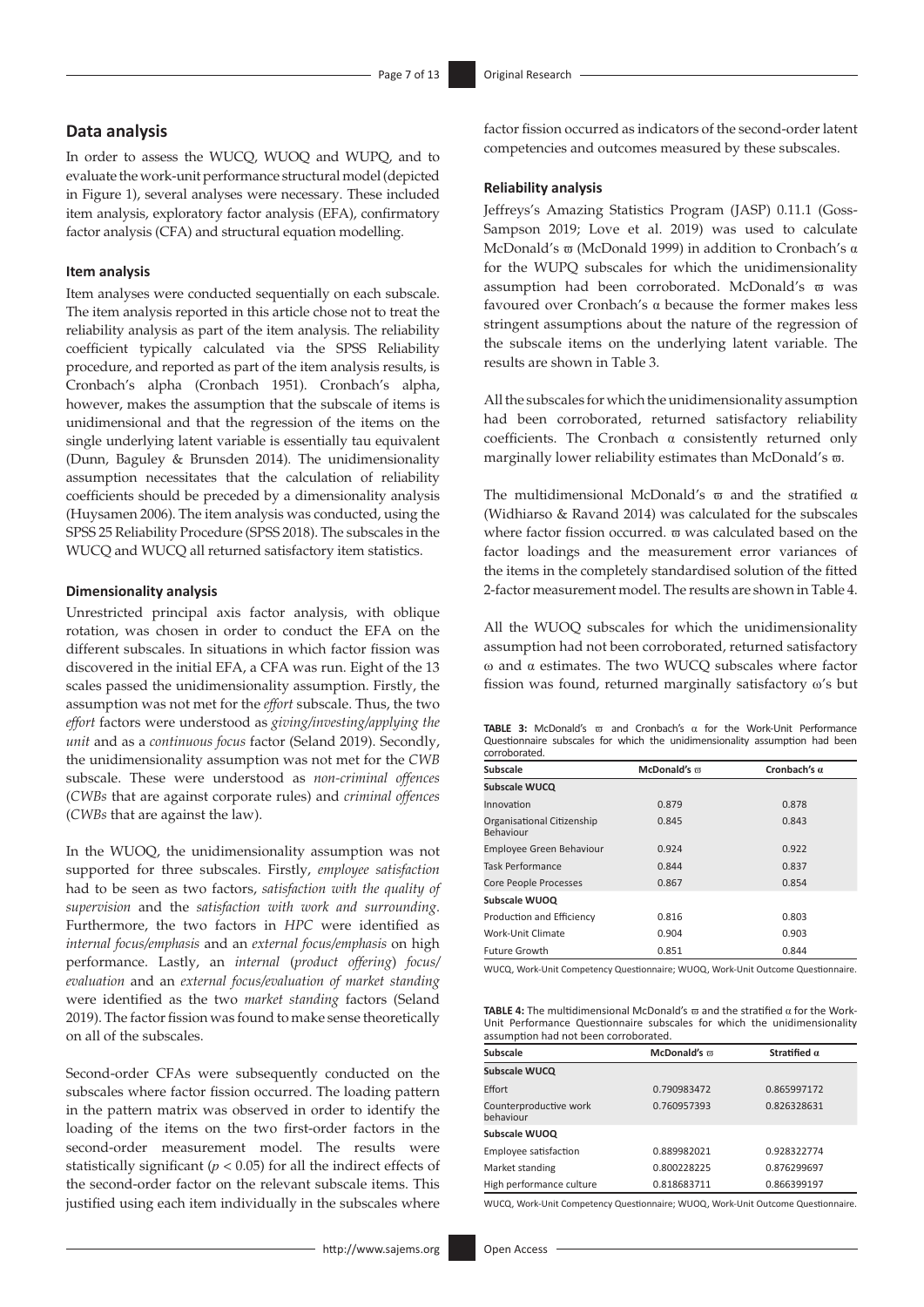## Data analysis

In order to assess the WUCQ, WUOQ and WUPQ, and to evaluate the work-unit performance structural model (depicted in Figure 1), several analyses were necessary. These included item analysis, exploratory factor analysis (EFA), confirmatory factor analysis (CFA) and structural equation modelling.

### Item analysis

Item analyses were conducted sequentially on each subscale. The item analysis reported in this article chose not to treat the reliability analysis as part of the item analysis. The reliability coefficient typically calculated via the SPSS Reliability procedure, and reported as part of the item analysis results, is Cronbach's alpha (Cronbach 1951). Cronbach's alpha, however, makes the assumption that the subscale of items is unidimensional and that the regression of the items on the single underlying latent variable is essentially tau equivalent (Dunn, Baguley & Brunsden 2014). The unidimensionality assumption necessitates that the calculation of reliability coefficients should be preceded by a dimensionality analysis (Huysamen 2006). The item analysis was conducted, using the SPSS 25 Reliability Procedure (SPSS 2018). The subscales in the WUCQ and WUCQ all returned satisfactory item statistics.

### Dimensionality analysis

Unrestricted principal axis factor analysis, with oblique rotation, was chosen in order to conduct the EFA on the different subscales. In situations in which factor fission was discovered in the initial EFA, a CFA was run. Eight of the 13 scales passed the unidimensionality assumption. Firstly, the assumption was not met for the *effort* subscale. Thus, the two *effort* factors were understood as *giving/investing/applying the unit* and as a *continuous focus* factor (Seland 2019). Secondly, the unidimensionality assumption was not met for the *CWB* subscale. These were understood as *non-criminal offences* (*CWBs* that are against corporate rules) and *criminal offences* (*CWBs* that are against the law).

In the WUOQ, the unidimensionality assumption was not supported for three subscales. Firstly, *employee satisfaction* had to be seen as two factors, *satisfaction with the quality of supervision* and the *satisfaction with work and surrounding*. Furthermore, the two factors in *HPC* were identified as *internal focus/emphasis* and an *external focus/emphasis* on high performance. Lastly, an *internal* (*product offering*) *focus/evaluation* and an *external focus/evaluation of market standing* were identified as the two *market standing* factors (Seland 2019). The factor fission was found to make sense theoretically on all of the subscales.

Second-order CFAs were subsequently conducted on the subscales where factor fission occurred. The loading pattern in the pattern matrix was observed in order to identify the loading of the items on the two first-order factors in the second-order measurement model. The results were statistically significant ($p < 0.05$) for all the indirect effects of the second-order factor on the relevant subscale items. This justified using each item individually in the subscales where factor fission occurred as indicators of the second-order latent competencies and outcomes measured by these subscales.

### Reliability analysis

Jeffreys's Amazing Statistics Program (JASP) 0.11.1 (Goss-Sampson 2019; Love et al. 2019) was used to calculate McDonald's $\varpi$ (McDonald 1999) in addition to Cronbach's $\alpha$ for the WUPQ subscales for which the unidimensionality assumption had been corroborated. McDonald's $\varpi$ was favoured over Cronbach's $\alpha$ because the former makes less stringent assumptions about the nature of the regression of the subscale items on the underlying latent variable. The results are shown in Table 3.

All the subscales for which the unidimensionality assumption had been corroborated, returned satisfactory reliability coefficients. The Cronbach $\alpha$ consistently returned only marginally lower reliability estimates than McDonald's $\varpi$.

The multidimensional McDonald's $\varpi$ and the stratified $\alpha$ (Widhiarso & Ravand 2014) was calculated for the subscales where factor fission occurred. $\varpi$ was calculated based on the factor loadings and the measurement error variances of the items in the completely standardised solution of the fitted 2-factor measurement model. The results are shown in Table 4.

All the WUOQ subscales for which the unidimensionality assumption had not been corroborated, returned satisfactory $\omega$ and $\alpha$ estimates. The two WUCQ subscales where factor fission was found, returned marginally satisfactory $\omega$'s but

**TABLE 3:** McDonald's $\varpi$ and Cronbach's $\alpha$ for the Work-Unit Performance Questionnaire subscales for which the unidimensionality assumption had been corroborated.

| Subscale | McDonald's $\varpi$ | Cronbach's $\alpha$ |
|---|---|---|
| **Subscale WUCQ** | | |
| Innovation | 0.879 | 0.878 |
| Organisational Citizenship Behaviour | 0.845 | 0.843 |
| Employee Green Behaviour | 0.924 | 0.922 |
| Task Performance | 0.844 | 0.837 |
| Core People Processes | 0.867 | 0.854 |
| **Subscale WUOQ** | | |
| Production and Efficiency | 0.816 | 0.803 |
| Work-Unit Climate | 0.904 | 0.903 |
| Future Growth | 0.851 | 0.844 |

WUCQ, Work-Unit Competency Questionnaire; WUOQ, Work-Unit Outcome Questionnaire.

**TABLE 4:** The multidimensional McDonald's $\varpi$ and the stratified $\alpha$ for the Work-Unit Performance Questionnaire subscales for which the unidimensionality assumption had not been corroborated.

| Subscale | McDonald's $\varpi$ | Stratified $\alpha$ |
|---|---|---|
| **Subscale WUCQ** | | |
| Effort | 0.790983472 | 0.865997172 |
| Counterproductive work behaviour | 0.760957393 | 0.826328631 |
| **Subscale WUOQ** | | |
| Employee satisfaction | 0.889982021 | 0.928322774 |
| Market standing | 0.800228225 | 0.876299697 |
| High performance culture | 0.818683711 | 0.866399197 |

WUCQ, Work-Unit Competency Questionnaire; WUOQ, Work-Unit Outcome Questionnaire.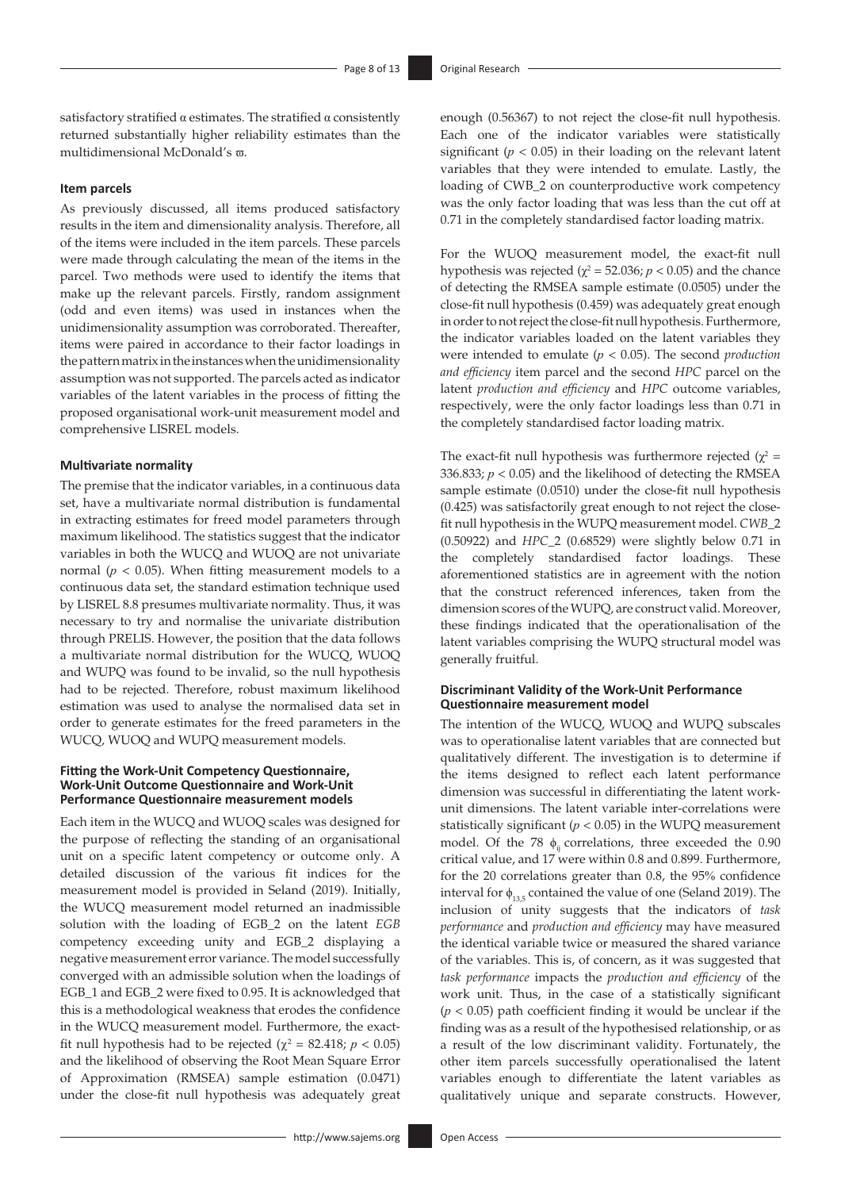satisfactory stratified α estimates. The stratified α consistently returned substantially higher reliability estimates than the multidimensional McDonald's ϖ.

#### Item parcels

As previously discussed, all items produced satisfactory results in the item and dimensionality analysis. Therefore, all of the items were included in the item parcels. These parcels were made through calculating the mean of the items in the parcel. Two methods were used to identify the items that make up the relevant parcels. Firstly, random assignment (odd and even items) was used in instances when the unidimensionality assumption was corroborated. Thereafter, items were paired in accordance to their factor loadings in the pattern matrix in the instances when the unidimensionality assumption was not supported. The parcels acted as indicator variables of the latent variables in the process of fitting the proposed organisational work-unit measurement model and comprehensive LISREL models.

#### Multivariate normality

The premise that the indicator variables, in a continuous data set, have a multivariate normal distribution is fundamental in extracting estimates for freed model parameters through maximum likelihood. The statistics suggest that the indicator variables in both the WUCQ and WUOQ are not univariate normal ($p < 0.05$). When fitting measurement models to a continuous data set, the standard estimation technique used by LISREL 8.8 presumes multivariate normality. Thus, it was necessary to try and normalise the univariate distribution through PRELIS. However, the position that the data follows a multivariate normal distribution for the WUCQ, WUOQ and WUPQ was found to be invalid, so the null hypothesis had to be rejected. Therefore, robust maximum likelihood estimation was used to analyse the normalised data set in order to generate estimates for the freed parameters in the WUCQ, WUOQ and WUPQ measurement models.

#### Fitting the Work-Unit Competency Questionnaire, Work-Unit Outcome Questionnaire and Work-Unit Performance Questionnaire measurement models

Each item in the WUCQ and WUOQ scales was designed for the purpose of reflecting the standing of an organisational unit on a specific latent competency or outcome only. A detailed discussion of the various fit indices for the measurement model is provided in Seland (2019). Initially, the WUCQ measurement model returned an inadmissible solution with the loading of EGB_2 on the latent *EGB* competency exceeding unity and EGB_2 displaying a negative measurement error variance. The model successfully converged with an admissible solution when the loadings of EGB_1 and EGB_2 were fixed to 0.95. It is acknowledged that this is a methodological weakness that erodes the confidence in the WUCQ measurement model. Furthermore, the exact-fit null hypothesis had to be rejected ($\chi^2 = 82.418$; $p < 0.05$) and the likelihood of observing the Root Mean Square Error of Approximation (RMSEA) sample estimation (0.0471) under the close-fit null hypothesis was adequately great enough (0.56367) to not reject the close-fit null hypothesis. Each one of the indicator variables were statistically significant ($p < 0.05$) in their loading on the relevant latent variables that they were intended to emulate. Lastly, the loading of CWB_2 on counterproductive work competency was the only factor loading that was less than the cut off at 0.71 in the completely standardised factor loading matrix.

For the WUOQ measurement model, the exact-fit null hypothesis was rejected ($\chi^2 = 52.036$; $p < 0.05$) and the chance of detecting the RMSEA sample estimate (0.0505) under the close-fit null hypothesis (0.459) was adequately great enough in order to not reject the close-fit null hypothesis. Furthermore, the indicator variables loaded on the latent variables they were intended to emulate ($p < 0.05$). The second *production and efficiency* item parcel and the second *HPC* parcel on the latent *production and efficiency* and *HPC* outcome variables, respectively, were the only factor loadings less than 0.71 in the completely standardised factor loading matrix.

The exact-fit null hypothesis was furthermore rejected ($\chi^2 = 336.833$; $p < 0.05$) and the likelihood of detecting the RMSEA sample estimate (0.0510) under the close-fit null hypothesis (0.425) was satisfactorily great enough to not reject the close-fit null hypothesis in the WUPQ measurement model. *CWB_2* (0.50922) and *HPC_2* (0.68529) were slightly below 0.71 in the completely standardised factor loadings. These aforementioned statistics are in agreement with the notion that the construct referenced inferences, taken from the dimension scores of the WUPQ, are construct valid. Moreover, these findings indicated that the operationalisation of the latent variables comprising the WUPQ structural model was generally fruitful.

#### Discriminant Validity of the Work-Unit Performance Questionnaire measurement model

The intention of the WUCQ, WUOQ and WUPQ subscales was to operationalise latent variables that are connected but qualitatively different. The investigation is to determine if the items designed to reflect each latent performance dimension was successful in differentiating the latent work-unit dimensions. The latent variable inter-correlations were statistically significant ($p < 0.05$) in the WUPQ measurement model. Of the 78 $\phi_{ij}$ correlations, three exceeded the 0.90 critical value, and 17 were within 0.8 and 0.899. Furthermore, for the 20 correlations greater than 0.8, the 95% confidence interval for $\phi_{13,5}$ contained the value of one (Seland 2019). The inclusion of unity suggests that the indicators of *task performance* and *production and efficiency* may have measured the identical variable twice or measured the shared variance of the variables. This is, of concern, as it was suggested that *task performance* impacts the *production and efficiency* of the work unit. Thus, in the case of a statistically significant ($p < 0.05$) path coefficient finding it would be unclear if the finding was as a result of the hypothesised relationship, or as a result of the low discriminant validity. Fortunately, the other item parcels successfully operationalised the latent variables enough to differentiate the latent variables as qualitatively unique and separate constructs. However,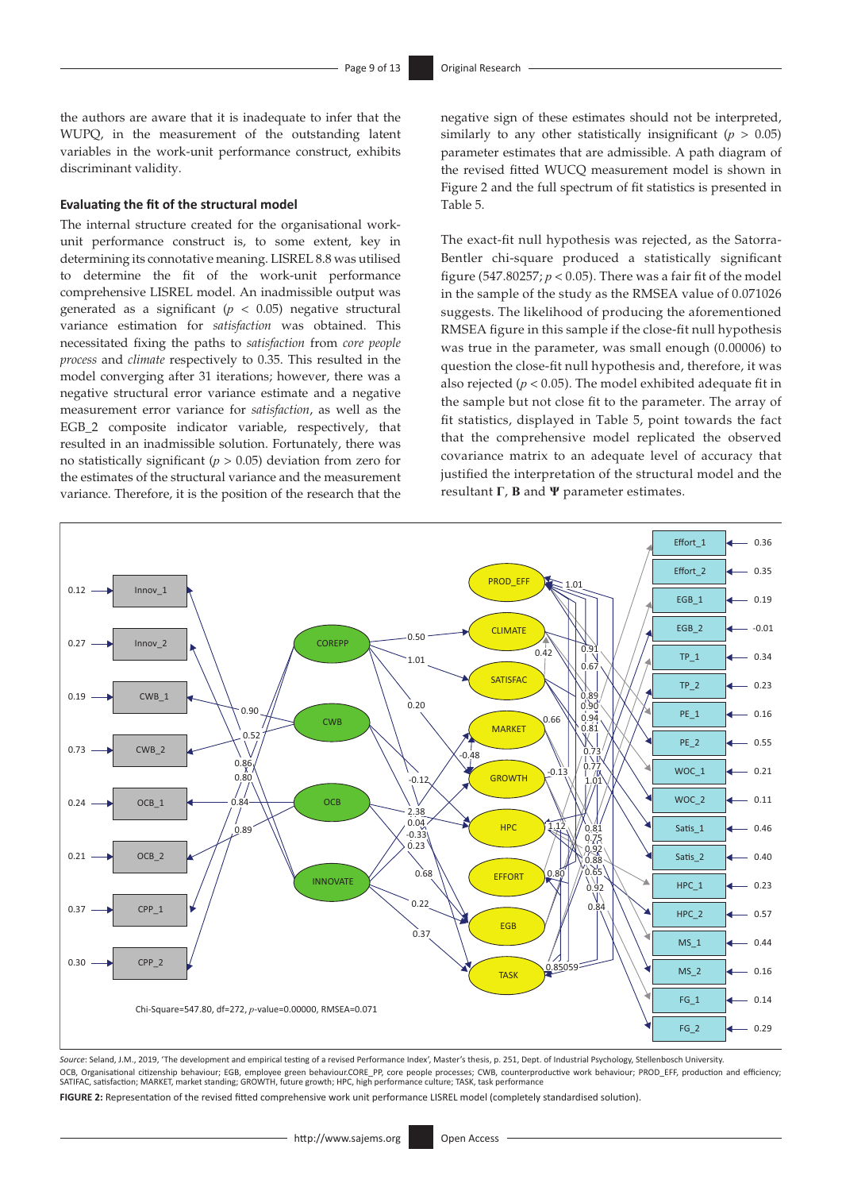the authors are aware that it is inadequate to infer that the WUPQ, in the measurement of the outstanding latent variables in the work-unit performance construct, exhibits discriminant validity.

### Evaluating the fit of the structural model

The internal structure created for the organisational work-unit performance construct is, to some extent, key in determining its connotative meaning. LISREL 8.8 was utilised to determine the fit of the work-unit performance comprehensive LISREL model. An inadmissible output was generated as a significant ($p < 0.05$) negative structural variance estimation for *satisfaction* was obtained. This necessitated fixing the paths to *satisfaction* from *core people process* and *climate* respectively to 0.35. This resulted in the model converging after 31 iterations; however, there was a negative structural error variance estimate and a negative measurement error variance for *satisfaction*, as well as the EGB_2 composite indicator variable, respectively, that resulted in an inadmissible solution. Fortunately, there was no statistically significant ($p > 0.05$) deviation from zero for the estimates of the structural variance and the measurement variance. Therefore, it is the position of the research that the negative sign of these estimates should not be interpreted, similarly to any other statistically insignificant ($p > 0.05$) parameter estimates that are admissible. A path diagram of the revised fitted WUCQ measurement model is shown in Figure 2 and the full spectrum of fit statistics is presented in Table 5.

The exact-fit null hypothesis was rejected, as the Satorra-Bentler chi-square produced a statistically significant figure (547.80257; $p < 0.05$). There was a fair fit of the model in the sample of the study as the RMSEA value of 0.071026 suggests. The likelihood of producing the aforementioned RMSEA figure in this sample if the close-fit null hypothesis was true in the parameter, was small enough (0.00006) to question the close-fit null hypothesis and, therefore, it was also rejected ($p < 0.05$). The model exhibited adequate fit in the sample but not close fit to the parameter. The array of fit statistics, displayed in Table 5, point towards the fact that the comprehensive model replicated the observed covariance matrix to an adequate level of accuracy that justified the interpretation of the structural model and the resultant **Γ**, **B** and **Ψ** parameter estimates.

Chi-Square=547.80, df=272, *p*-value=0.00000, RMSEA=0.071

*Source*: Seland, J.M., 2019, 'The development and empirical testing of a revised Performance Index', Master's thesis, p. 251, Dept. of Industrial Psychology, Stellenbosch University.

OCB, Organisational citizenship behaviour; EGB, employee green behaviour.CORE_PP, core people processes; CWB, counterproductive work behaviour; PROD_EFF, production and efficiency; SATIFAC, satisfaction; MARKET, market standing; GROWTH, future growth; HPC, high performance culture; TASK, task performance

**FIGURE 2:** Representation of the revised fitted comprehensive work unit performance LISREL model (completely standardised solution).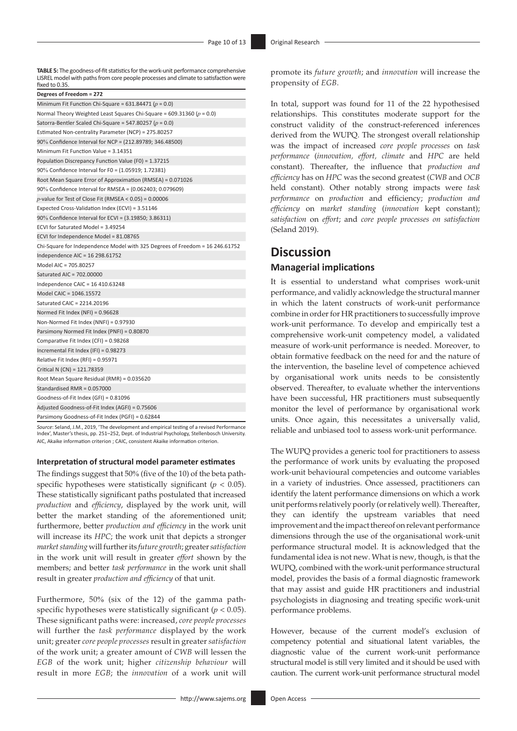**TABLE 5:** The goodness-of-fit statistics for the work-unit performance comprehensive LISREL model with paths from core people processes and climate to satisfaction were fixed to 0.35.

| Degrees of Freedom = 272 |
| --- |
| Minimum Fit Function Chi-Square = 631.84471 ($p$ = 0.0) |
| Normal Theory Weighted Least Squares Chi-Square = 609.31360 ($p$ = 0.0) |
| Satorra-Bentler Scaled Chi-Square = 547.80257 ($p$ = 0.0) |
| Estimated Non-centrality Parameter (NCP) = 275.80257 |
| 90% Confidence Interval for NCP = (212.89789; 346.48500) |
| Minimum Fit Function Value = 3.14351 |
| Population Discrepancy Function Value (F0) = 1.37215 |
| 90% Confidence Interval for F0 = (1.05919; 1.72381) |
| Root Mean Square Error of Approximation (RMSEA) = 0.071026 |
| 90% Confidence Interval for RMSEA = (0.062403; 0.079609) |
| $p$-value for Test of Close Fit (RMSEA < 0.05) = 0.00006 |
| Expected Cross-Validation Index (ECVI) = 3.51146 |
| 90% Confidence Interval for ECVI = (3.19850; 3.86311) |
| ECVI for Saturated Model = 3.49254 |
| ECVI for Independence Model = 81.08765 |
| Chi-Square for Independence Model with 325 Degrees of Freedom = 16 246.61752 |
| Independence AIC = 16 298.61752 |
| Model AIC = 705.80257 |
| Saturated AIC = 702.00000 |
| Independence CAIC = 16 410.63248 |
| Model CAIC = 1046.15572 |
| Saturated CAIC = 2214.20196 |
| Normed Fit Index (NFI) = 0.96628 |
| Non-Normed Fit Index (NNFI) = 0.97930 |
| Parsimony Normed Fit Index (PNFI) = 0.80870 |
| Comparative Fit Index (CFI) = 0.98268 |
| Incremental Fit Index (IFI) = 0.98273 |
| Relative Fit Index (RFI) = 0.95971 |
| Critical N (CN) = 121.78359 |
| Root Mean Square Residual (RMR) = 0.035620 |
| Standardised RMR = 0.057000 |
| Goodness-of-Fit Index (GFI) = 0.81096 |
| Adjusted Goodness-of-Fit Index (AGFI) = 0.75606 |
| Parsimony Goodness-of-Fit Index (PGFI) = 0.62844 |

*Source*: Seland, J.M., 2019, 'The development and empirical testing of a revised Performance Index', Master's thesis, pp. 251–252, Dept. of Industrial Psychology, Stellenbosch University.
AIC, Akaike information criterion ; CAIC, consistent Akaike information criterion.

#### Interpretation of structural model parameter estimates

The findings suggest that 50% (five of the 10) of the beta path-specific hypotheses were statistically significant ($p < 0.05$). These statistically significant paths postulated that increased *production* and *efficiency*, displayed by the work unit, will better the market standing of the aforementioned unit; furthermore, better *production and efficiency* in the work unit will increase its *HPC*; the work unit that depicts a stronger *market standing* will further its *future growth*; greater *satisfaction* in the work unit will result in greater *effort* shown by the members; and better *task performance* in the work unit shall result in greater *production and efficiency* of that unit.

Furthermore, 50% (six of the 12) of the gamma path-specific hypotheses were statistically significant ($p < 0.05$). These significant paths were: increased, *core people processes* will further the *task performance* displayed by the work unit; greater *core people processes* result in greater *satisfaction* of the work unit; a greater amount of *CWB* will lessen the *EGB* of the work unit; higher *citizenship behaviour* will result in more *EGB*; the *innovation* of a work unit will promote its *future growth*; and *innovation* will increase the propensity of *EGB*.

In total, support was found for 11 of the 22 hypothesised relationships. This constitutes moderate support for the construct validity of the construct-referenced inferences derived from the WUPQ. The strongest overall relationship was the impact of increased *core people processes* on *task performance* (*innovation, effort, climate* and *HPC* are held constant). Thereafter, the influence that *production and efficiency* has on *HPC* was the second greatest (*CWB* and *OCB* held constant). Other notably strong impacts were *task performance* on *production* and efficiency; *production and efficiency* on *market standing* (*innovation* kept constant); *satisfaction* on *effort*; and *core people processes on satisfaction* (Seland 2019).

## Discussion

### Managerial implications

It is essential to understand what comprises work-unit performance, and validly acknowledge the structural manner in which the latent constructs of work-unit performance combine in order for HR practitioners to successfully improve work-unit performance. To develop and empirically test a comprehensive work-unit competency model, a validated measure of work-unit performance is needed. Moreover, to obtain formative feedback on the need for and the nature of the intervention, the baseline level of competence achieved by organisational work units needs to be consistently observed. Thereafter, to evaluate whether the interventions have been successful, HR practitioners must subsequently monitor the level of performance by organisational work units. Once again, this necessitates a universally valid, reliable and unbiased tool to assess work-unit performance.

The WUPQ provides a generic tool for practitioners to assess the performance of work units by evaluating the proposed work-unit behavioural competencies and outcome variables in a variety of industries. Once assessed, practitioners can identify the latent performance dimensions on which a work unit performs relatively poorly (or relatively well). Thereafter, they can identify the upstream variables that need improvement and the impact thereof on relevant performance dimensions through the use of the organisational work-unit performance structural model. It is acknowledged that the fundamental idea is not new. What is new, though, is that the WUPQ, combined with the work-unit performance structural model, provides the basis of a formal diagnostic framework that may assist and guide HR practitioners and industrial psychologists in diagnosing and treating specific work-unit performance problems.

However, because of the current model's exclusion of competency potential and situational latent variables, the diagnostic value of the current work-unit performance structural model is still very limited and it should be used with caution. The current work-unit performance structural model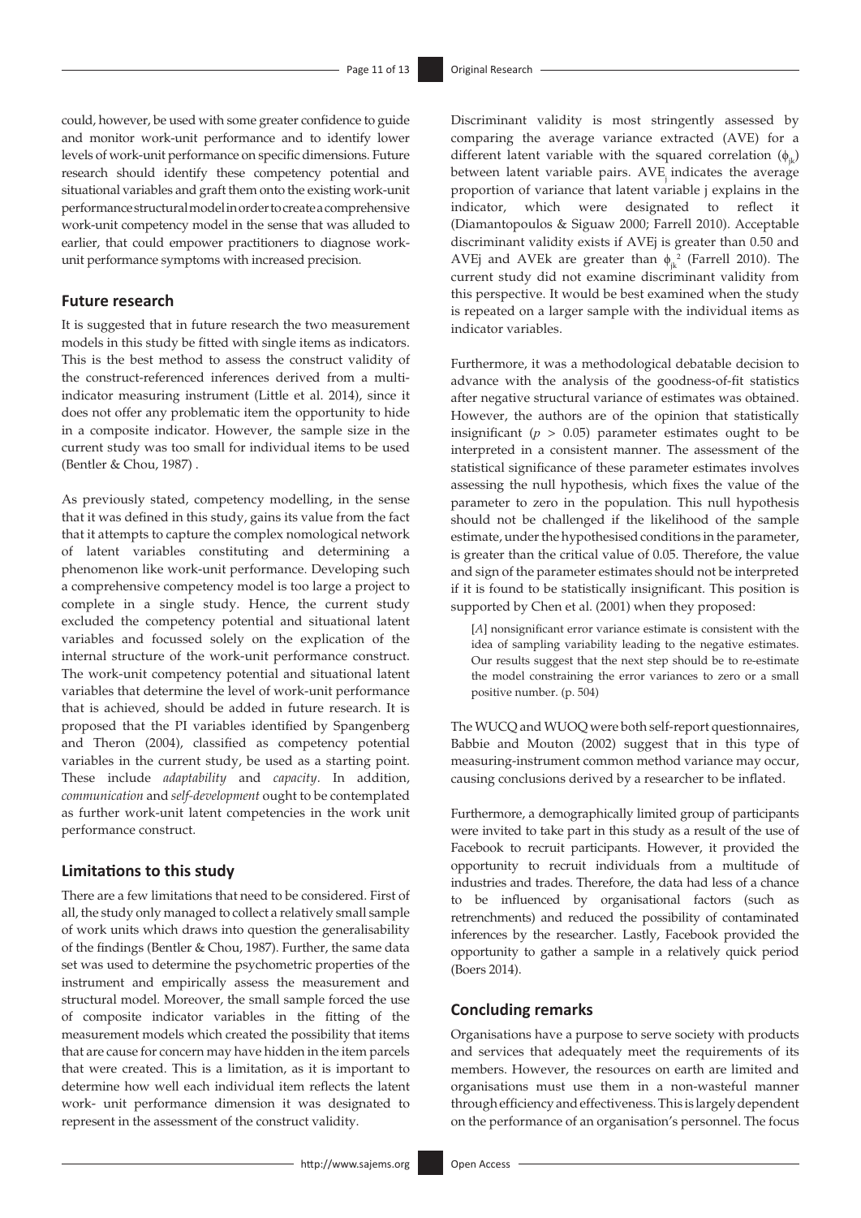could, however, be used with some greater confidence to guide and monitor work-unit performance and to identify lower levels of work-unit performance on specific dimensions. Future research should identify these competency potential and situational variables and graft them onto the existing work-unit performance structural model in order to create a comprehensive work-unit competency model in the sense that was alluded to earlier, that could empower practitioners to diagnose work-unit performance symptoms with increased precision.

## Future research

It is suggested that in future research the two measurement models in this study be fitted with single items as indicators. This is the best method to assess the construct validity of the construct-referenced inferences derived from a multi-indicator measuring instrument (Little et al. 2014), since it does not offer any problematic item the opportunity to hide in a composite indicator. However, the sample size in the current study was too small for individual items to be used (Bentler & Chou, 1987) .

As previously stated, competency modelling, in the sense that it was defined in this study, gains its value from the fact that it attempts to capture the complex nomological network of latent variables constituting and determining a phenomenon like work-unit performance. Developing such a comprehensive competency model is too large a project to complete in a single study. Hence, the current study excluded the competency potential and situational latent variables and focussed solely on the explication of the internal structure of the work-unit performance construct. The work-unit competency potential and situational latent variables that determine the level of work-unit performance that is achieved, should be added in future research. It is proposed that the PI variables identified by Spangenberg and Theron (2004), classified as competency potential variables in the current study, be used as a starting point. These include *adaptability* and *capacity*. In addition, *communication* and *self-development* ought to be contemplated as further work-unit latent competencies in the work unit performance construct.

## Limitations to this study

There are a few limitations that need to be considered. First of all, the study only managed to collect a relatively small sample of work units which draws into question the generalisability of the findings (Bentler & Chou, 1987). Further, the same data set was used to determine the psychometric properties of the instrument and empirically assess the measurement and structural model. Moreover, the small sample forced the use of composite indicator variables in the fitting of the measurement models which created the possibility that items that are cause for concern may have hidden in the item parcels that were created. This is a limitation, as it is important to determine how well each individual item reflects the latent work- unit performance dimension it was designated to represent in the assessment of the construct validity.

Discriminant validity is most stringently assessed by comparing the average variance extracted (AVE) for a different latent variable with the squared correlation ($\phi_{jk}$) between latent variable pairs. $AVE_j$ indicates the average proportion of variance that latent variable j explains in the indicator, which were designated to reflect it (Diamantopoulos & Siguaw 2000; Farrell 2010). Acceptable discriminant validity exists if AVEj is greater than 0.50 and AVEj and AVEk are greater than $\phi_{jk}^2$ (Farrell 2010). The current study did not examine discriminant validity from this perspective. It would be best examined when the study is repeated on a larger sample with the individual items as indicator variables.

Furthermore, it was a methodological debatable decision to advance with the analysis of the goodness-of-fit statistics after negative structural variance of estimates was obtained. However, the authors are of the opinion that statistically insignificant ($p > 0.05$) parameter estimates ought to be interpreted in a consistent manner. The assessment of the statistical significance of these parameter estimates involves assessing the null hypothesis, which fixes the value of the parameter to zero in the population. This null hypothesis should not be challenged if the likelihood of the sample estimate, under the hypothesised conditions in the parameter, is greater than the critical value of 0.05. Therefore, the value and sign of the parameter estimates should not be interpreted if it is found to be statistically insignificant. This position is supported by Chen et al. (2001) when they proposed:

> [*A*] nonsignificant error variance estimate is consistent with the idea of sampling variability leading to the negative estimates. Our results suggest that the next step should be to re-estimate the model constraining the error variances to zero or a small positive number. (p. 504)

The WUCQ and WUOQ were both self-report questionnaires, Babbie and Mouton (2002) suggest that in this type of measuring-instrument common method variance may occur, causing conclusions derived by a researcher to be inflated.

Furthermore, a demographically limited group of participants were invited to take part in this study as a result of the use of Facebook to recruit participants. However, it provided the opportunity to recruit individuals from a multitude of industries and trades. Therefore, the data had less of a chance to be influenced by organisational factors (such as retrenchments) and reduced the possibility of contaminated inferences by the researcher. Lastly, Facebook provided the opportunity to gather a sample in a relatively quick period (Boers 2014).

## Concluding remarks

Organisations have a purpose to serve society with products and services that adequately meet the requirements of its members. However, the resources on earth are limited and organisations must use them in a non-wasteful manner through efficiency and effectiveness. This is largely dependent on the performance of an organisation's personnel. The focus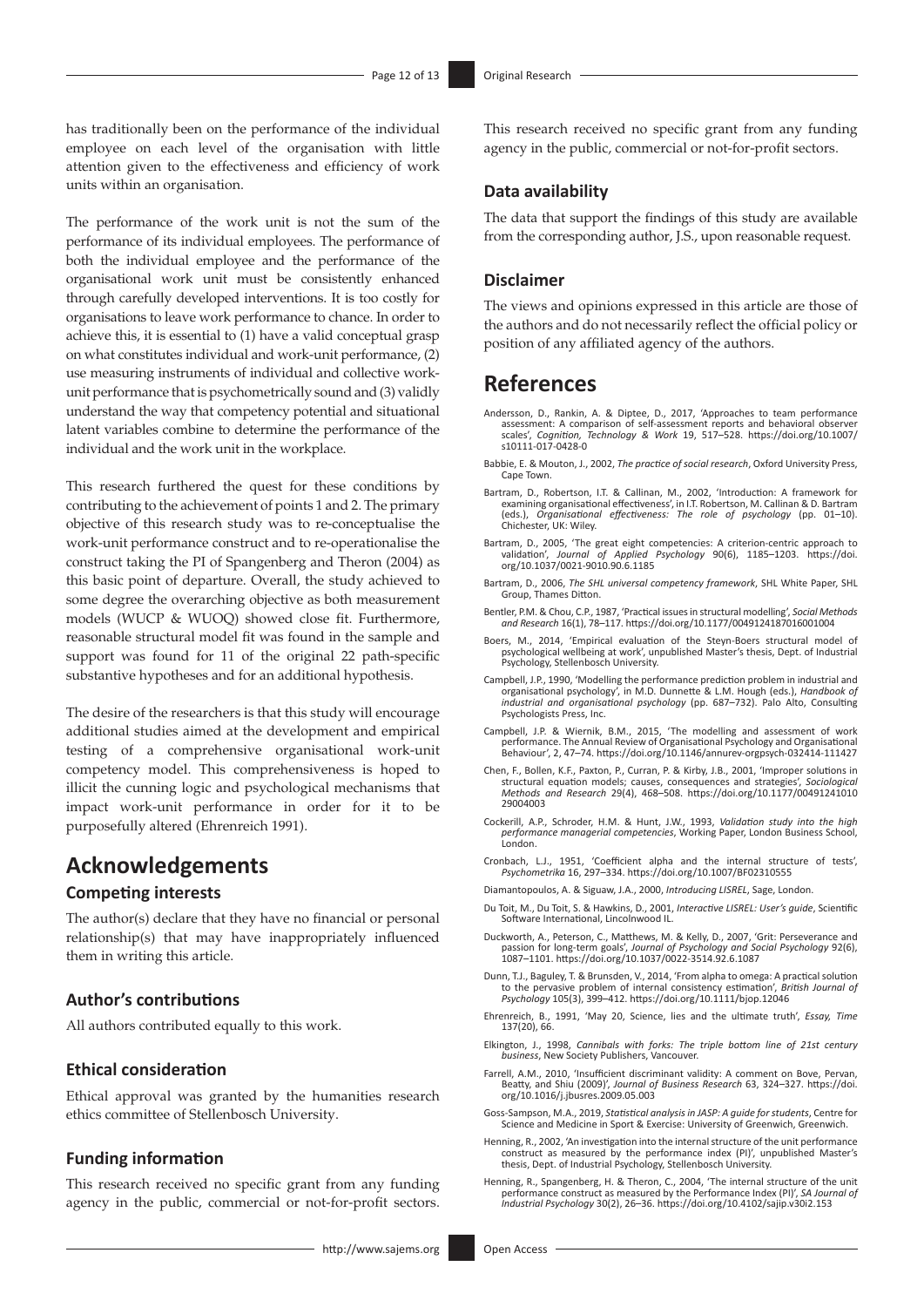has traditionally been on the performance of the individual employee on each level of the organisation with little attention given to the effectiveness and efficiency of work units within an organisation.

The performance of the work unit is not the sum of the performance of its individual employees. The performance of both the individual employee and the performance of the organisational work unit must be consistently enhanced through carefully developed interventions. It is too costly for organisations to leave work performance to chance. In order to achieve this, it is essential to (1) have a valid conceptual grasp on what constitutes individual and work-unit performance, (2) use measuring instruments of individual and collective work-unit performance that is psychometrically sound and (3) validly understand the way that competency potential and situational latent variables combine to determine the performance of the individual and the work unit in the workplace.

This research furthered the quest for these conditions by contributing to the achievement of points 1 and 2. The primary objective of this research study was to re-conceptualise the work-unit performance construct and to re-operationalise the construct taking the PI of Spangenberg and Theron (2004) as this basic point of departure. Overall, the study achieved to some degree the overarching objective as both measurement models (WUCP & WUOQ) showed close fit. Furthermore, reasonable structural model fit was found in the sample and support was found for 11 of the original 22 path-specific substantive hypotheses and for an additional hypothesis.

The desire of the researchers is that this study will encourage additional studies aimed at the development and empirical testing of a comprehensive organisational work-unit competency model. This comprehensiveness is hoped to illicit the cunning logic and psychological mechanisms that impact work-unit performance in order for it to be purposefully altered (Ehrenreich 1991).

# Acknowledgements

### Competing interests

The author(s) declare that they have no financial or personal relationship(s) that may have inappropriately influenced them in writing this article.

### Author's contributions

All authors contributed equally to this work.

### Ethical consideration

Ethical approval was granted by the humanities research ethics committee of Stellenbosch University.

### Funding information

This research received no specific grant from any funding agency in the public, commercial or not-for-profit sectors. This research received no specific grant from any funding agency in the public, commercial or not-for-profit sectors.

### Data availability

The data that support the findings of this study are available from the corresponding author, J.S., upon reasonable request.

### Disclaimer

The views and opinions expressed in this article are those of the authors and do not necessarily reflect the official policy or position of any affiliated agency of the authors.

# References

Andersson, D., Rankin, A. & Diptee, D., 2017, 'Approaches to team performance assessment: A comparison of self-assessment reports and behavioral observer scales', *Cognition, Technology & Work* 19, 517–528. https://doi.org/10.1007/s10111-017-0428-0

Babbie, E. & Mouton, J., 2002, *The practice of social research*, Oxford University Press, Cape Town.

Bartram, D., Robertson, I.T. & Callinan, M., 2002, 'Introduction: A framework for examining organisational effectiveness', in I.T. Robertson, M. Callinan & D. Bartram (eds.), *Organisational effectiveness: The role of psychology* (pp. 01–10). Chichester, UK: Wiley.

Bartram, D., 2005, 'The great eight competencies: A criterion-centric approach to validation', *Journal of Applied Psychology* 90(6), 1185–1203. https://doi.org/10.1037/0021-9010.90.6.1185

Bartram, D., 2006, *The SHL universal competency framework*, SHL White Paper, SHL Group, Thames Ditton.

Bentler, P.M. & Chou, C.P., 1987, 'Practical issues in structural modelling', *Social Methods and Research* 16(1), 78–117. https://doi.org/10.1177/0049124187016001004

Boers, M., 2014, 'Empirical evaluation of the Steyn-Boers structural model of psychological wellbeing at work', unpublished Master's thesis, Dept. of Industrial Psychology, Stellenbosch University.

Campbell, J.P., 1990, 'Modelling the performance prediction problem in industrial and organisational psychology', in M.D. Dunnette & L.M. Hough (eds.), *Handbook of industrial and organisational psychology* (pp. 687–732). Palo Alto, Consulting Psychologists Press, Inc.

Campbell, J.P. & Wiernik, B.M., 2015, 'The modelling and assessment of work performance. The Annual Review of Organisational Psychology and Organisational Behaviour', 2, 47–74. https://doi.org/10.1146/annurev-orgpsych-032414-111427

Chen, F., Bollen, K.F., Paxton, P., Curran, P. & Kirby, J.B., 2001, 'Improper solutions in structural equation models; causes, consequences and strategies', *Sociological Methods and Research* 29(4), 468–508. https://doi.org/10.1177/0049124101029004003

Cockerill, A.P., Schroder, H.M. & Hunt, J.W., 1993, *Validation study into the high performance managerial competencies*, Working Paper, London Business School, London.

Cronbach, L.J., 1951, 'Coefficient alpha and the internal structure of tests', *Psychometrika* 16, 297–334. https://doi.org/10.1007/BF02310555

Diamantopoulos, A. & Siguaw, J.A., 2000, *Introducing LISREL*, Sage, London.

Du Toit, M., Du Toit, S. & Hawkins, D., 2001, *Interactive LISREL: User's guide*, Scientific Software International, Lincolnwood IL.

Duckworth, A., Peterson, C., Matthews, M. & Kelly, D., 2007, 'Grit: Perseverance and passion for long-term goals', *Journal of Psychology and Social Psychology* 92(6), 1087–1101. https://doi.org/10.1037/0022-3514.92.6.1087

Dunn, T.J., Baguley, T. & Brunsden, V., 2014, 'From alpha to omega: A practical solution to the pervasive problem of internal consistency estimation', *British Journal of Psychology* 105(3), 399–412. https://doi.org/10.1111/bjop.12046

Ehrenreich, B., 1991, 'May 20, Science, lies and the ultimate truth', *Essay, Time* 137(20), 66.

Elkington, J., 1998, *Cannibals with forks: The triple bottom line of 21st century business*, New Society Publishers, Vancouver.

Farrell, A.M., 2010, 'Insufficient discriminant validity: A comment on Bove, Pervan, Beatty, and Shiu (2009)', *Journal of Business Research* 63, 324–327. https://doi.org/10.1016/j.jbusres.2009.05.003

Goss-Sampson, M.A., 2019, *Statistical analysis in JASP: A guide for students*, Centre for Science and Medicine in Sport & Exercise: University of Greenwich, Greenwich.

Henning, R., 2002, 'An investigation into the internal structure of the unit performance construct as measured by the performance index (PI)', unpublished Master's thesis, Dept. of Industrial Psychology, Stellenbosch University.

Henning, R., Spangenberg, H. & Theron, C., 2004, 'The internal structure of the unit performance construct as measured by the Performance Index (PI)', *SA Journal of Industrial Psychology* 30(2), 26–36. https://doi.org/10.4102/sajip.v30i2.153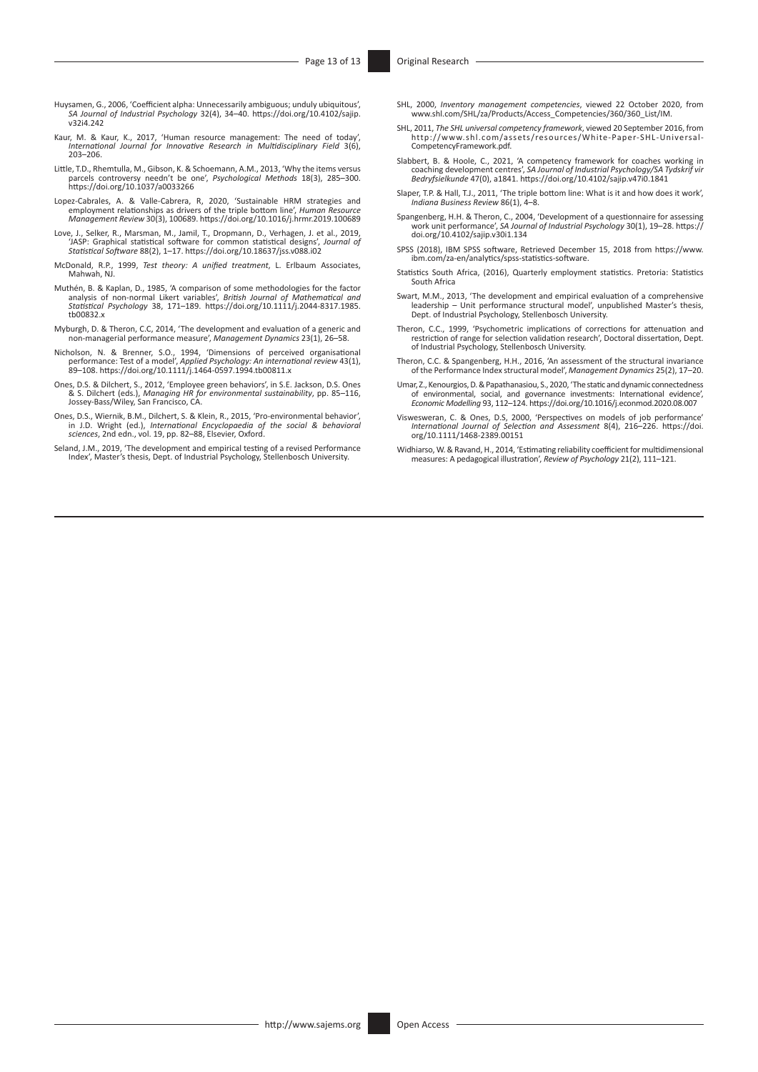Huysamen, G., 2006, 'Coefficient alpha: Unnecessarily ambiguous; unduly ubiquitous', *SA Journal of Industrial Psychology* 32(4), 34–40. https://doi.org/10.4102/sajip.v32i4.242

Kaur, M. & Kaur, K., 2017, 'Human resource management: The need of today', *International Journal for Innovative Research in Multidisciplinary Field* 3(6), 203–206.

Little, T.D., Rhemtulla, M., Gibson, K. & Schoemann, A.M., 2013, 'Why the items versus parcels controversy needn't be one', *Psychological Methods* 18(3), 285–300. https://doi.org/10.1037/a0033266

Lopez-Cabrales, A. & Valle-Cabrera, R, 2020, 'Sustainable HRM strategies and employment relationships as drivers of the triple bottom line', *Human Resource Management Review* 30(3), 100689. https://doi.org/10.1016/j.hrmr.2019.100689

Love, J., Selker, R., Marsman, M., Jamil, T., Dropmann, D., Verhagen, J. et al., 2019, 'JASP: Graphical statistical software for common statistical designs', *Journal of Statistical Software* 88(2), 1–17. https://doi.org/10.18637/jss.v088.i02

McDonald, R.P., 1999, *Test theory: A unified treatment*, L. Erlbaum Associates, Mahwah, NJ.

Muthén, B. & Kaplan, D., 1985, 'A comparison of some methodologies for the factor analysis of non-normal Likert variables', *British Journal of Mathematical and Statistical Psychology* 38, 171–189. https://doi.org/10.1111/j.2044-8317.1985.tb00832.x

Myburgh, D. & Theron, C.C, 2014, 'The development and evaluation of a generic and non-managerial performance measure', *Management Dynamics* 23(1), 26–58.

Nicholson, N. & Brenner, S.O., 1994, 'Dimensions of perceived organisational performance: Test of a model', *Applied Psychology: An international review* 43(1), 89–108. https://doi.org/10.1111/j.1464-0597.1994.tb00811.x

Ones, D.S. & Dilchert, S., 2012, 'Employee green behaviors', in S.E. Jackson, D.S. Ones & S. Dilchert (eds.), *Managing HR for environmental sustainability*, pp. 85–116, Jossey-Bass/Wiley, San Francisco, CA.

Ones, D.S., Wiernik, B.M., Dilchert, S. & Klein, R., 2015, 'Pro-environmental behavior', in J.D. Wright (ed.), *International Encyclopaedia of the social & behavioral sciences*, 2nd edn., vol. 19, pp. 82–88, Elsevier, Oxford.

Seland, J.M., 2019, 'The development and empirical testing of a revised Performance Index', Master's thesis, Dept. of Industrial Psychology, Stellenbosch University.

SHL, 2000, *Inventory management competencies*, viewed 22 October 2020, from www.shl.com/SHL/za/Products/Access_Competencies/360/360_List/IM.

SHL, 2011, *The SHL universal competency framework*, viewed 20 September 2016, from http://www.shl.com/assets/resources/White-Paper-SHL-Universal-CompetencyFramework.pdf.

Slabbert, B. & Hoole, C., 2021, 'A competency framework for coaches working in coaching development centres', *SA Journal of Industrial Psychology/SA Tydskrif vir Bedryfsielkunde* 47(0), a1841. https://doi.org/10.4102/sajip.v47i0.1841

Slaper, T.P. & Hall, T.J., 2011, 'The triple bottom line: What is it and how does it work', *Indiana Business Review* 86(1), 4–8.

Spangenberg, H.H. & Theron, C., 2004, 'Development of a questionnaire for assessing work unit performance', *SA Journal of Industrial Psychology* 30(1), 19–28. https://doi.org/10.4102/sajip.v30i1.134

SPSS (2018), IBM SPSS software, Retrieved December 15, 2018 from https://www.ibm.com/za-en/analytics/spss-statistics-software.

Statistics South Africa, (2016), Quarterly employment statistics. Pretoria: Statistics South Africa

Swart, M.M., 2013, 'The development and empirical evaluation of a comprehensive leadership – Unit performance structural model', unpublished Master's thesis, Dept. of Industrial Psychology, Stellenbosch University.

Theron, C.C., 1999, 'Psychometric implications of corrections for attenuation and restriction of range for selection validation research', Doctoral dissertation, Dept. of Industrial Psychology, Stellenbosch University.

Theron, C.C. & Spangenberg, H.H., 2016, 'An assessment of the structural invariance of the Performance Index structural model', *Management Dynamics* 25(2), 17–20.

Umar, Z., Kenourgios, D. & Papathanasiou, S., 2020, 'The static and dynamic connectedness of environmental, social, and governance investments: International evidence', *Economic Modelling* 93, 112–124. https://doi.org/10.1016/j.econmod.2020.08.007

Viswesweran, C. & Ones, D.S, 2000, 'Perspectives on models of job performance' *International Journal of Selection and Assessment* 8(4), 216–226. https://doi.org/10.1111/1468-2389.00151

Widhiarso, W. & Ravand, H., 2014, 'Estimating reliability coefficient for multidimensional measures: A pedagogical illustration', *Review of Psychology* 21(2), 111–121.